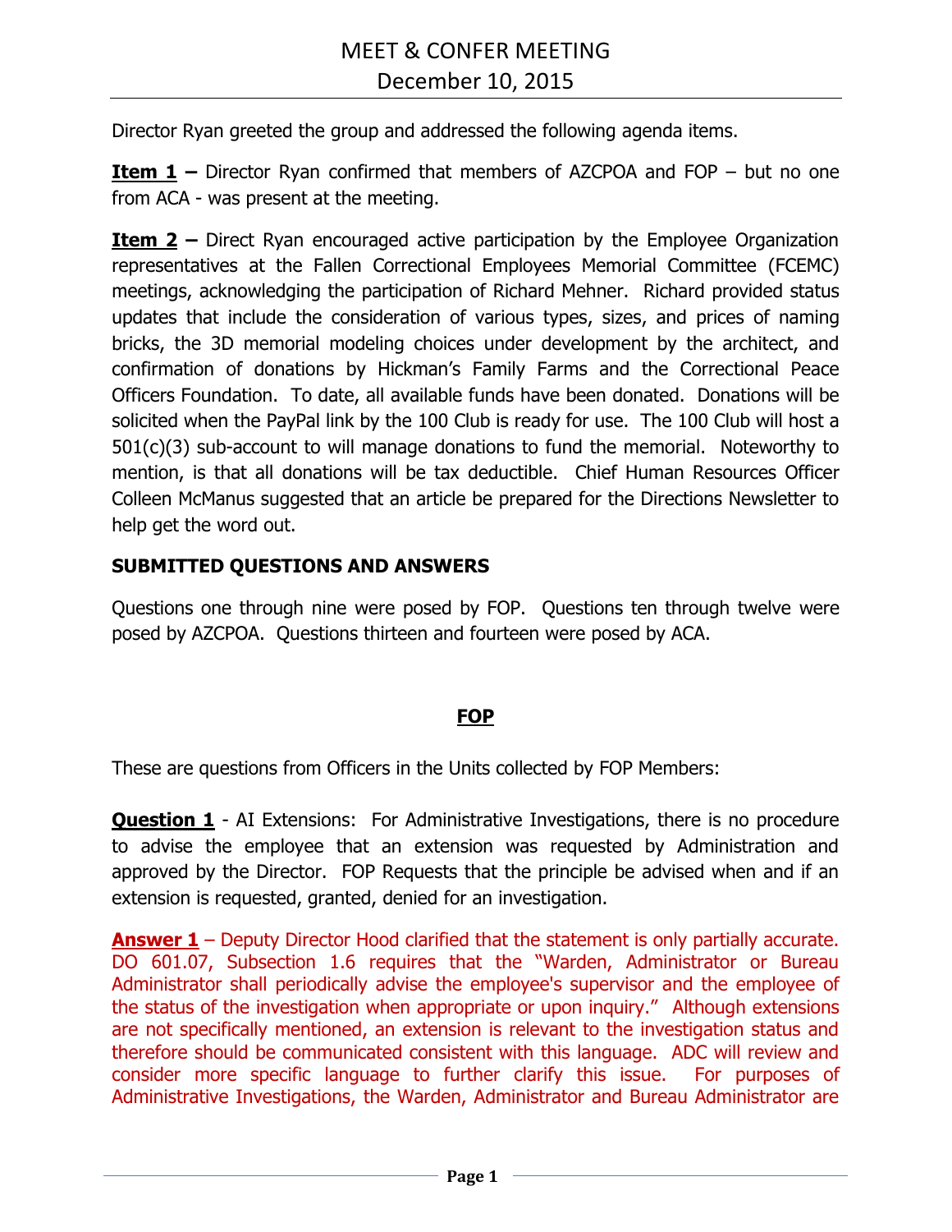# MEET & CONFER MEETING
## December 10, 2015

Director Ryan greeted the group and addressed the following agenda items.

**Item 1 –** Director Ryan confirmed that members of AZCPOA and FOP – but no one from ACA - was present at the meeting.

**Item 2 –** Direct Ryan encouraged active participation by the Employee Organization representatives at the Fallen Correctional Employees Memorial Committee (FCEMC) meetings, acknowledging the participation of Richard Mehner. Richard provided status updates that include the consideration of various types, sizes, and prices of naming bricks, the 3D memorial modeling choices under development by the architect, and confirmation of donations by Hickman's Family Farms and the Correctional Peace Officers Foundation. To date, all available funds have been donated. Donations will be solicited when the PayPal link by the 100 Club is ready for use. The 100 Club will host a 501(c)(3) sub-account to will manage donations to fund the memorial. Noteworthy to mention, is that all donations will be tax deductible. Chief Human Resources Officer Colleen McManus suggested that an article be prepared for the Directions Newsletter to help get the word out.

**SUBMITTED QUESTIONS AND ANSWERS**

Questions one through nine were posed by FOP. Questions ten through twelve were posed by AZCPOA. Questions thirteen and fourteen were posed by ACA.

**FOP**

These are questions from Officers in the Units collected by FOP Members:

**Question 1** - AI Extensions: For Administrative Investigations, there is no procedure to advise the employee that an extension was requested by Administration and approved by the Director. FOP Requests that the principle be advised when and if an extension is requested, granted, denied for an investigation.

**Answer 1** – Deputy Director Hood clarified that the statement is only partially accurate. DO 601.07, Subsection 1.6 requires that the "Warden, Administrator or Bureau Administrator shall periodically advise the employee's supervisor and the employee of the status of the investigation when appropriate or upon inquiry." Although extensions are not specifically mentioned, an extension is relevant to the investigation status and therefore should be communicated consistent with this language. ADC will review and consider more specific language to further clarify this issue. For purposes of Administrative Investigations, the Warden, Administrator and Bureau Administrator are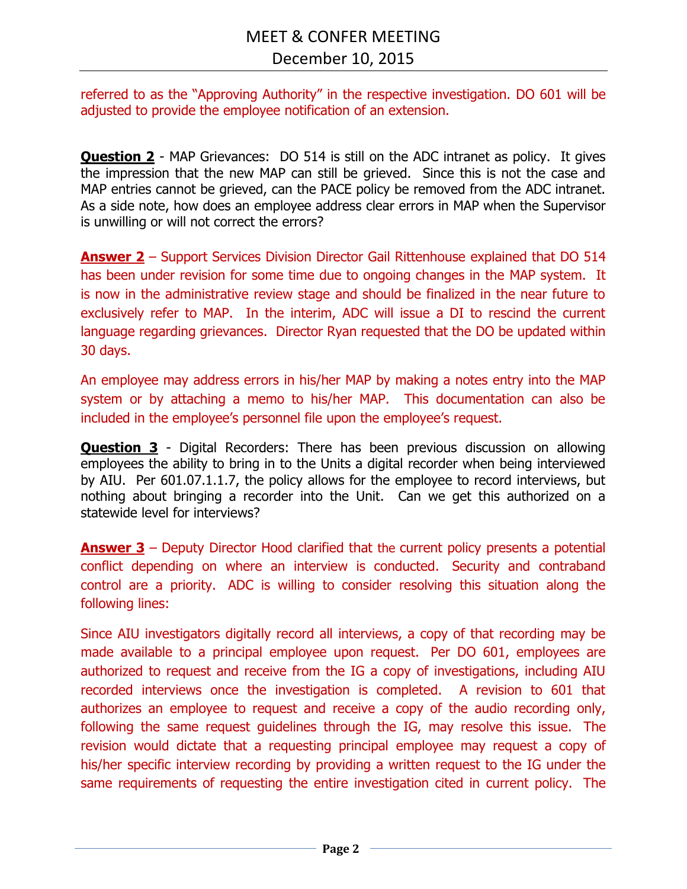referred to as the "Approving Authority" in the respective investigation. DO 601 will be adjusted to provide the employee notification of an extension.

**Question 2** - MAP Grievances: DO 514 is still on the ADC intranet as policy. It gives the impression that the new MAP can still be grieved. Since this is not the case and MAP entries cannot be grieved, can the PACE policy be removed from the ADC intranet. As a side note, how does an employee address clear errors in MAP when the Supervisor is unwilling or will not correct the errors?

**Answer 2** – Support Services Division Director Gail Rittenhouse explained that DO 514 has been under revision for some time due to ongoing changes in the MAP system. It is now in the administrative review stage and should be finalized in the near future to exclusively refer to MAP. In the interim, ADC will issue a DI to rescind the current language regarding grievances. Director Ryan requested that the DO be updated within 30 days.

An employee may address errors in his/her MAP by making a notes entry into the MAP system or by attaching a memo to his/her MAP. This documentation can also be included in the employee's personnel file upon the employee's request.

**Question 3** - Digital Recorders: There has been previous discussion on allowing employees the ability to bring in to the Units a digital recorder when being interviewed by AIU. Per 601.07.1.1.7, the policy allows for the employee to record interviews, but nothing about bringing a recorder into the Unit. Can we get this authorized on a statewide level for interviews?

**Answer 3** – Deputy Director Hood clarified that the current policy presents a potential conflict depending on where an interview is conducted. Security and contraband control are a priority. ADC is willing to consider resolving this situation along the following lines:

Since AIU investigators digitally record all interviews, a copy of that recording may be made available to a principal employee upon request. Per DO 601, employees are authorized to request and receive from the IG a copy of investigations, including AIU recorded interviews once the investigation is completed. A revision to 601 that authorizes an employee to request and receive a copy of the audio recording only, following the same request guidelines through the IG, may resolve this issue. The revision would dictate that a requesting principal employee may request a copy of his/her specific interview recording by providing a written request to the IG under the same requirements of requesting the entire investigation cited in current policy. The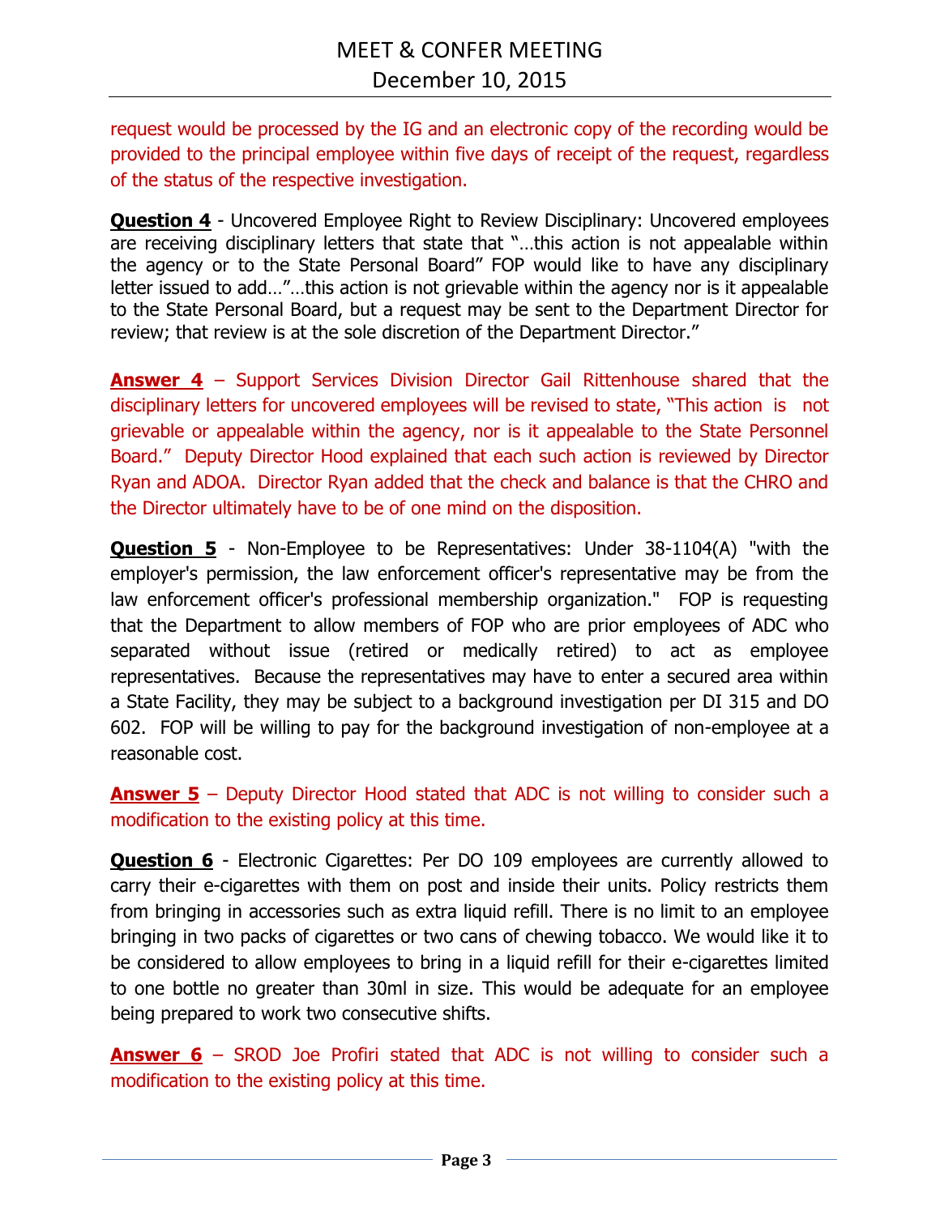request would be processed by the IG and an electronic copy of the recording would be provided to the principal employee within five days of receipt of the request, regardless of the status of the respective investigation.

**Question 4** - Uncovered Employee Right to Review Disciplinary: Uncovered employees are receiving disciplinary letters that state that "…this action is not appealable within the agency or to the State Personal Board" FOP would like to have any disciplinary letter issued to add…"…this action is not grievable within the agency nor is it appealable to the State Personal Board, but a request may be sent to the Department Director for review; that review is at the sole discretion of the Department Director."

**Answer 4** – Support Services Division Director Gail Rittenhouse shared that the disciplinary letters for uncovered employees will be revised to state, "This action is not grievable or appealable within the agency, nor is it appealable to the State Personnel Board." Deputy Director Hood explained that each such action is reviewed by Director Ryan and ADOA. Director Ryan added that the check and balance is that the CHRO and the Director ultimately have to be of one mind on the disposition.

**Question 5** - Non-Employee to be Representatives: Under 38-1104(A) "with the employer's permission, the law enforcement officer's representative may be from the law enforcement officer's professional membership organization." FOP is requesting that the Department to allow members of FOP who are prior employees of ADC who separated without issue (retired or medically retired) to act as employee representatives. Because the representatives may have to enter a secured area within a State Facility, they may be subject to a background investigation per DI 315 and DO 602. FOP will be willing to pay for the background investigation of non-employee at a reasonable cost.

**Answer 5** – Deputy Director Hood stated that ADC is not willing to consider such a modification to the existing policy at this time.

**Question 6** - Electronic Cigarettes: Per DO 109 employees are currently allowed to carry their e-cigarettes with them on post and inside their units. Policy restricts them from bringing in accessories such as extra liquid refill. There is no limit to an employee bringing in two packs of cigarettes or two cans of chewing tobacco. We would like it to be considered to allow employees to bring in a liquid refill for their e-cigarettes limited to one bottle no greater than 30ml in size. This would be adequate for an employee being prepared to work two consecutive shifts.

**Answer 6** – SROD Joe Profiri stated that ADC is not willing to consider such a modification to the existing policy at this time.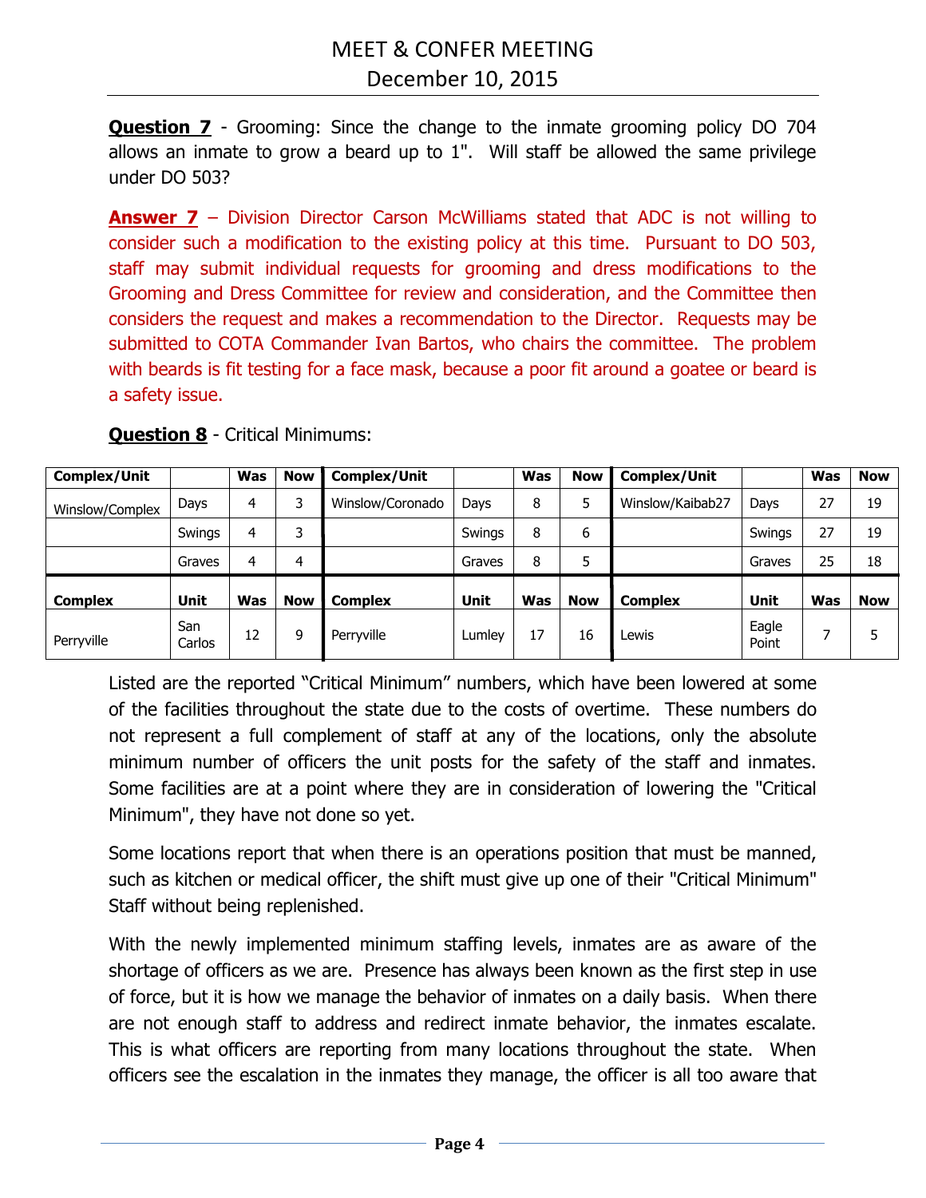**Question 7** - Grooming: Since the change to the inmate grooming policy DO 704 allows an inmate to grow a beard up to 1". Will staff be allowed the same privilege under DO 503?

**Answer 7** – Division Director Carson McWilliams stated that ADC is not willing to consider such a modification to the existing policy at this time. Pursuant to DO 503, staff may submit individual requests for grooming and dress modifications to the Grooming and Dress Committee for review and consideration, and the Committee then considers the request and makes a recommendation to the Director. Requests may be submitted to COTA Commander Ivan Bartos, who chairs the committee. The problem with beards is fit testing for a face mask, because a poor fit around a goatee or beard is a safety issue.

**Question 8** - Critical Minimums:

| Complex/Unit | | Was | Now | Complex/Unit | | Was | Now | Complex/Unit | | Was | Now |
|---|---|---|---|---|---|---|---|---|---|---|---|
| Winslow/Complex | Days | 4 | 3 | Winslow/Coronado | Days | 8 | 5 | Winslow/Kaibab27 | Days | 27 | 19 |
| | Swings | 4 | 3 | | Swings | 8 | 6 | | Swings | 27 | 19 |
| | Graves | 4 | 4 | | Graves | 8 | 5 | | Graves | 25 | 18 |
| **Complex** | **Unit** | **Was** | **Now** | **Complex** | **Unit** | **Was** | **Now** | **Complex** | **Unit** | **Was** | **Now** |
| Perryville | San Carlos | 12 | 9 | Perryville | Lumley | 17 | 16 | Lewis | Eagle Point | 7 | 5 |

Listed are the reported "Critical Minimum" numbers, which have been lowered at some of the facilities throughout the state due to the costs of overtime. These numbers do not represent a full complement of staff at any of the locations, only the absolute minimum number of officers the unit posts for the safety of the staff and inmates. Some facilities are at a point where they are in consideration of lowering the "Critical Minimum", they have not done so yet.

Some locations report that when there is an operations position that must be manned, such as kitchen or medical officer, the shift must give up one of their "Critical Minimum" Staff without being replenished.

With the newly implemented minimum staffing levels, inmates are as aware of the shortage of officers as we are. Presence has always been known as the first step in use of force, but it is how we manage the behavior of inmates on a daily basis. When there are not enough staff to address and redirect inmate behavior, the inmates escalate. This is what officers are reporting from many locations throughout the state. When officers see the escalation in the inmates they manage, the officer is all too aware that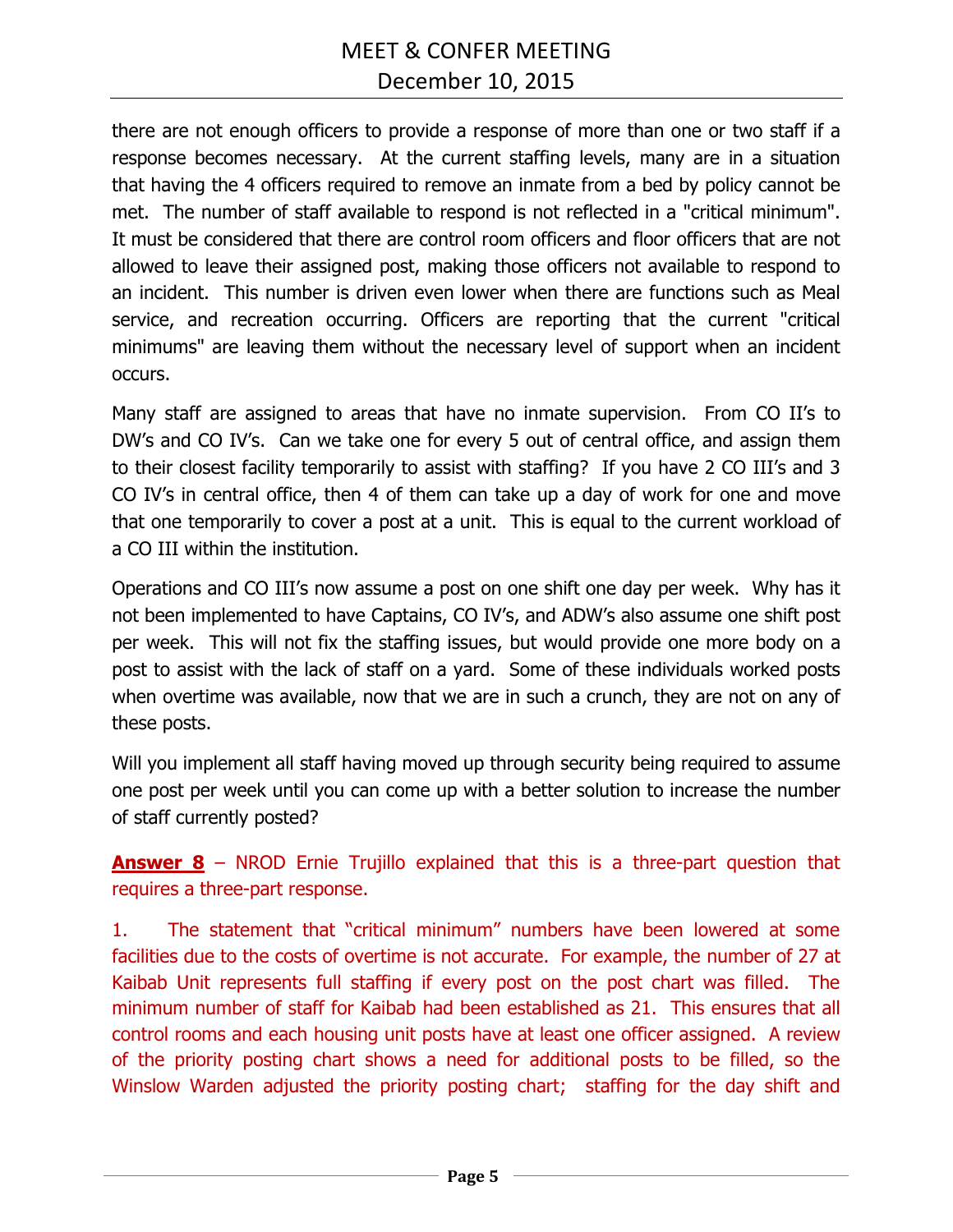there are not enough officers to provide a response of more than one or two staff if a response becomes necessary. At the current staffing levels, many are in a situation that having the 4 officers required to remove an inmate from a bed by policy cannot be met. The number of staff available to respond is not reflected in a "critical minimum". It must be considered that there are control room officers and floor officers that are not allowed to leave their assigned post, making those officers not available to respond to an incident. This number is driven even lower when there are functions such as Meal service, and recreation occurring. Officers are reporting that the current "critical minimums" are leaving them without the necessary level of support when an incident occurs.

Many staff are assigned to areas that have no inmate supervision. From CO II's to DW's and CO IV's. Can we take one for every 5 out of central office, and assign them to their closest facility temporarily to assist with staffing? If you have 2 CO III's and 3 CO IV's in central office, then 4 of them can take up a day of work for one and move that one temporarily to cover a post at a unit. This is equal to the current workload of a CO III within the institution.

Operations and CO III's now assume a post on one shift one day per week. Why has it not been implemented to have Captains, CO IV's, and ADW's also assume one shift post per week. This will not fix the staffing issues, but would provide one more body on a post to assist with the lack of staff on a yard. Some of these individuals worked posts when overtime was available, now that we are in such a crunch, they are not on any of these posts.

Will you implement all staff having moved up through security being required to assume one post per week until you can come up with a better solution to increase the number of staff currently posted?

**Answer 8** – NROD Ernie Trujillo explained that this is a three-part question that requires a three-part response.

1. The statement that "critical minimum" numbers have been lowered at some facilities due to the costs of overtime is not accurate. For example, the number of 27 at Kaibab Unit represents full staffing if every post on the post chart was filled. The minimum number of staff for Kaibab had been established as 21. This ensures that all control rooms and each housing unit posts have at least one officer assigned. A review of the priority posting chart shows a need for additional posts to be filled, so the Winslow Warden adjusted the priority posting chart; staffing for the day shift and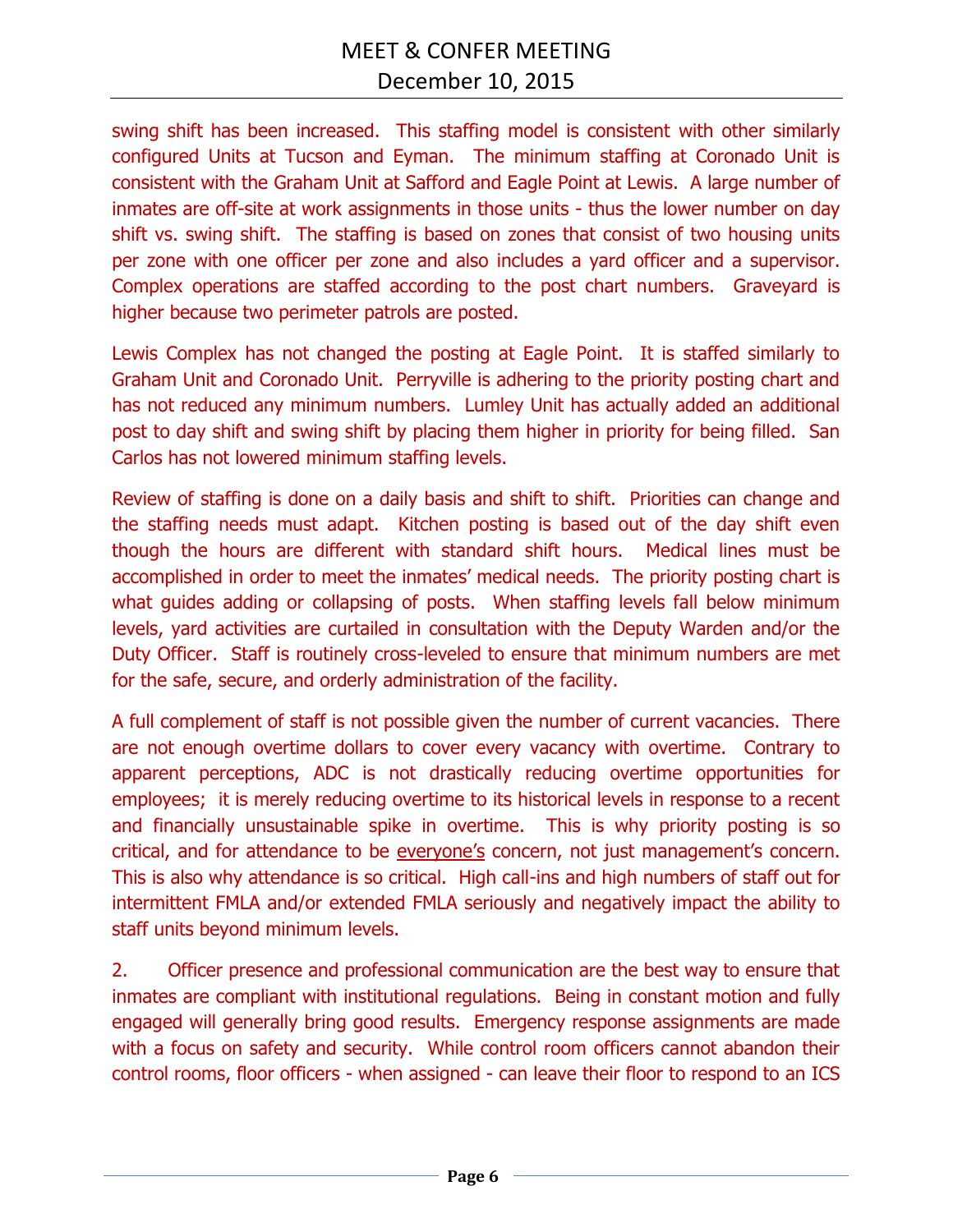swing shift has been increased. This staffing model is consistent with other similarly configured Units at Tucson and Eyman. The minimum staffing at Coronado Unit is consistent with the Graham Unit at Safford and Eagle Point at Lewis. A large number of inmates are off-site at work assignments in those units - thus the lower number on day shift vs. swing shift. The staffing is based on zones that consist of two housing units per zone with one officer per zone and also includes a yard officer and a supervisor. Complex operations are staffed according to the post chart numbers. Graveyard is higher because two perimeter patrols are posted.

Lewis Complex has not changed the posting at Eagle Point. It is staffed similarly to Graham Unit and Coronado Unit. Perryville is adhering to the priority posting chart and has not reduced any minimum numbers. Lumley Unit has actually added an additional post to day shift and swing shift by placing them higher in priority for being filled. San Carlos has not lowered minimum staffing levels.

Review of staffing is done on a daily basis and shift to shift. Priorities can change and the staffing needs must adapt. Kitchen posting is based out of the day shift even though the hours are different with standard shift hours. Medical lines must be accomplished in order to meet the inmates' medical needs. The priority posting chart is what guides adding or collapsing of posts. When staffing levels fall below minimum levels, yard activities are curtailed in consultation with the Deputy Warden and/or the Duty Officer. Staff is routinely cross-leveled to ensure that minimum numbers are met for the safe, secure, and orderly administration of the facility.

A full complement of staff is not possible given the number of current vacancies. There are not enough overtime dollars to cover every vacancy with overtime. Contrary to apparent perceptions, ADC is not drastically reducing overtime opportunities for employees; it is merely reducing overtime to its historical levels in response to a recent and financially unsustainable spike in overtime. This is why priority posting is so critical, and for attendance to be <u>everyone's</u> concern, not just management's concern. This is also why attendance is so critical. High call-ins and high numbers of staff out for intermittent FMLA and/or extended FMLA seriously and negatively impact the ability to staff units beyond minimum levels.

2. Officer presence and professional communication are the best way to ensure that inmates are compliant with institutional regulations. Being in constant motion and fully engaged will generally bring good results. Emergency response assignments are made with a focus on safety and security. While control room officers cannot abandon their control rooms, floor officers - when assigned - can leave their floor to respond to an ICS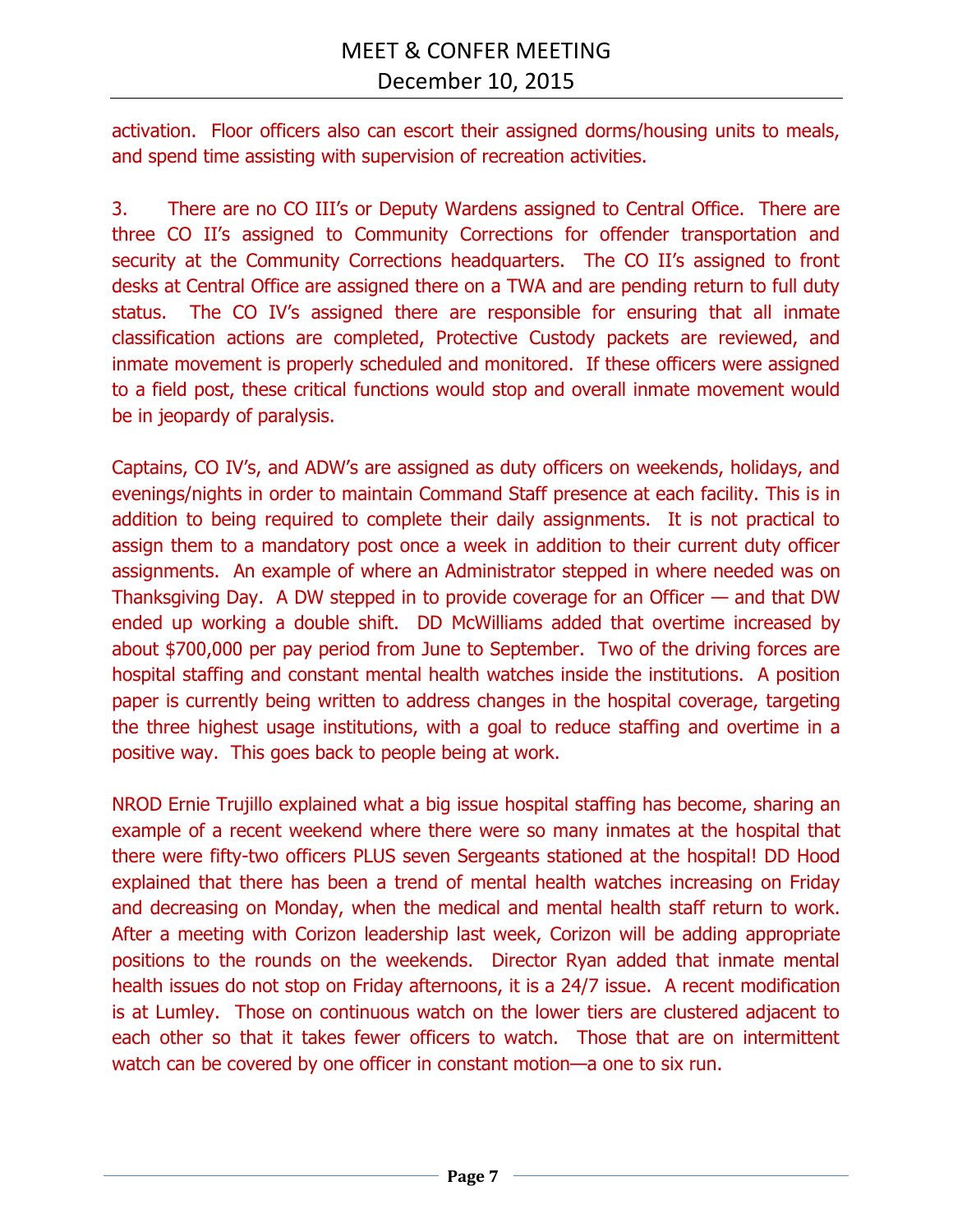activation. Floor officers also can escort their assigned dorms/housing units to meals, and spend time assisting with supervision of recreation activities.

3. There are no CO III's or Deputy Wardens assigned to Central Office. There are three CO II's assigned to Community Corrections for offender transportation and security at the Community Corrections headquarters. The CO II's assigned to front desks at Central Office are assigned there on a TWA and are pending return to full duty status. The CO IV's assigned there are responsible for ensuring that all inmate classification actions are completed, Protective Custody packets are reviewed, and inmate movement is properly scheduled and monitored. If these officers were assigned to a field post, these critical functions would stop and overall inmate movement would be in jeopardy of paralysis.

Captains, CO IV's, and ADW's are assigned as duty officers on weekends, holidays, and evenings/nights in order to maintain Command Staff presence at each facility. This is in addition to being required to complete their daily assignments. It is not practical to assign them to a mandatory post once a week in addition to their current duty officer assignments. An example of where an Administrator stepped in where needed was on Thanksgiving Day. A DW stepped in to provide coverage for an Officer — and that DW ended up working a double shift. DD McWilliams added that overtime increased by about $700,000 per pay period from June to September. Two of the driving forces are hospital staffing and constant mental health watches inside the institutions. A position paper is currently being written to address changes in the hospital coverage, targeting the three highest usage institutions, with a goal to reduce staffing and overtime in a positive way. This goes back to people being at work.

NROD Ernie Trujillo explained what a big issue hospital staffing has become, sharing an example of a recent weekend where there were so many inmates at the hospital that there were fifty-two officers PLUS seven Sergeants stationed at the hospital! DD Hood explained that there has been a trend of mental health watches increasing on Friday and decreasing on Monday, when the medical and mental health staff return to work. After a meeting with Corizon leadership last week, Corizon will be adding appropriate positions to the rounds on the weekends. Director Ryan added that inmate mental health issues do not stop on Friday afternoons, it is a 24/7 issue. A recent modification is at Lumley. Those on continuous watch on the lower tiers are clustered adjacent to each other so that it takes fewer officers to watch. Those that are on intermittent watch can be covered by one officer in constant motion—a one to six run.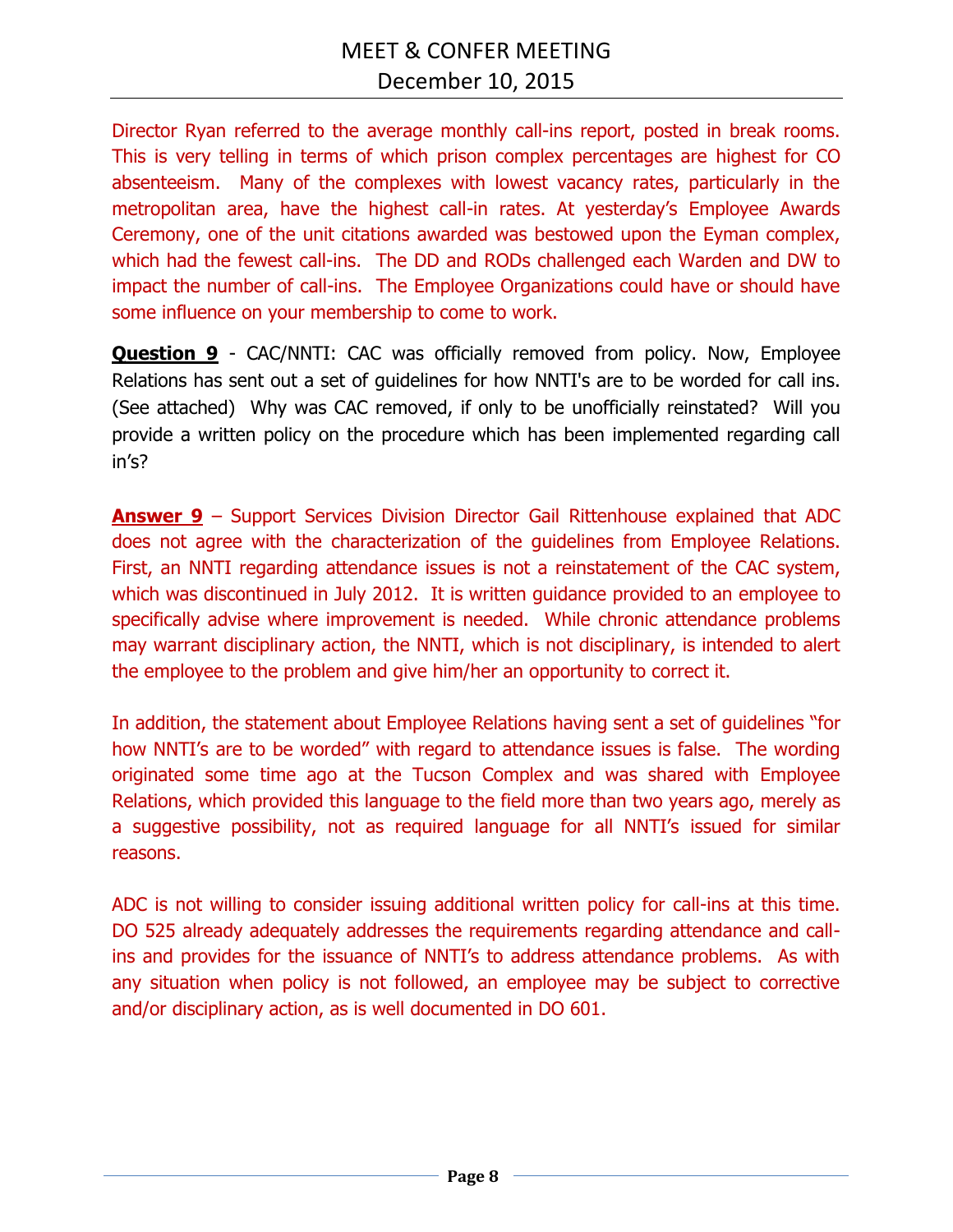Director Ryan referred to the average monthly call-ins report, posted in break rooms. This is very telling in terms of which prison complex percentages are highest for CO absenteeism. Many of the complexes with lowest vacancy rates, particularly in the metropolitan area, have the highest call-in rates. At yesterday's Employee Awards Ceremony, one of the unit citations awarded was bestowed upon the Eyman complex, which had the fewest call-ins. The DD and RODs challenged each Warden and DW to impact the number of call-ins. The Employee Organizations could have or should have some influence on your membership to come to work.

**Question 9** - CAC/NNTI: CAC was officially removed from policy. Now, Employee Relations has sent out a set of guidelines for how NNTI's are to be worded for call ins. (See attached) Why was CAC removed, if only to be unofficially reinstated? Will you provide a written policy on the procedure which has been implemented regarding call in's?

**Answer 9** – Support Services Division Director Gail Rittenhouse explained that ADC does not agree with the characterization of the guidelines from Employee Relations. First, an NNTI regarding attendance issues is not a reinstatement of the CAC system, which was discontinued in July 2012. It is written guidance provided to an employee to specifically advise where improvement is needed. While chronic attendance problems may warrant disciplinary action, the NNTI, which is not disciplinary, is intended to alert the employee to the problem and give him/her an opportunity to correct it.

In addition, the statement about Employee Relations having sent a set of guidelines "for how NNTI's are to be worded" with regard to attendance issues is false. The wording originated some time ago at the Tucson Complex and was shared with Employee Relations, which provided this language to the field more than two years ago, merely as a suggestive possibility, not as required language for all NNTI's issued for similar reasons.

ADC is not willing to consider issuing additional written policy for call-ins at this time. DO 525 already adequately addresses the requirements regarding attendance and call-ins and provides for the issuance of NNTI's to address attendance problems. As with any situation when policy is not followed, an employee may be subject to corrective and/or disciplinary action, as is well documented in DO 601.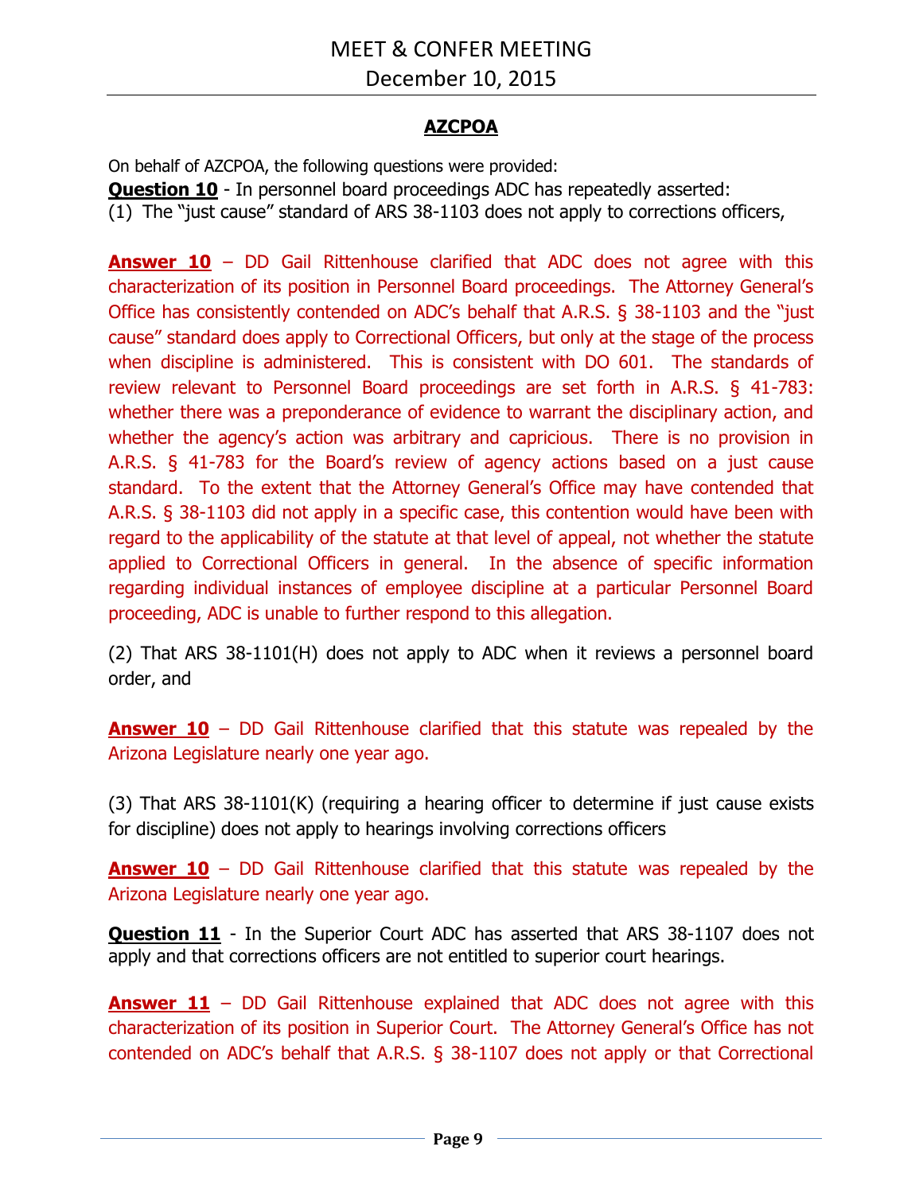## AZCPOA

On behalf of AZCPOA, the following questions were provided:

**Question 10** - In personnel board proceedings ADC has repeatedly asserted:

(1) The "just cause" standard of ARS 38-1103 does not apply to corrections officers,

**Answer 10** – DD Gail Rittenhouse clarified that ADC does not agree with this characterization of its position in Personnel Board proceedings. The Attorney General's Office has consistently contended on ADC's behalf that A.R.S. § 38-1103 and the "just cause" standard does apply to Correctional Officers, but only at the stage of the process when discipline is administered. This is consistent with DO 601. The standards of review relevant to Personnel Board proceedings are set forth in A.R.S. § 41-783: whether there was a preponderance of evidence to warrant the disciplinary action, and whether the agency's action was arbitrary and capricious. There is no provision in A.R.S. § 41-783 for the Board's review of agency actions based on a just cause standard. To the extent that the Attorney General's Office may have contended that A.R.S. § 38-1103 did not apply in a specific case, this contention would have been with regard to the applicability of the statute at that level of appeal, not whether the statute applied to Correctional Officers in general. In the absence of specific information regarding individual instances of employee discipline at a particular Personnel Board proceeding, ADC is unable to further respond to this allegation.

(2) That ARS 38-1101(H) does not apply to ADC when it reviews a personnel board order, and

**Answer 10** – DD Gail Rittenhouse clarified that this statute was repealed by the Arizona Legislature nearly one year ago.

(3) That ARS 38-1101(K) (requiring a hearing officer to determine if just cause exists for discipline) does not apply to hearings involving corrections officers

**Answer 10** – DD Gail Rittenhouse clarified that this statute was repealed by the Arizona Legislature nearly one year ago.

**Question 11** - In the Superior Court ADC has asserted that ARS 38-1107 does not apply and that corrections officers are not entitled to superior court hearings.

**Answer 11** – DD Gail Rittenhouse explained that ADC does not agree with this characterization of its position in Superior Court. The Attorney General's Office has not contended on ADC's behalf that A.R.S. § 38-1107 does not apply or that Correctional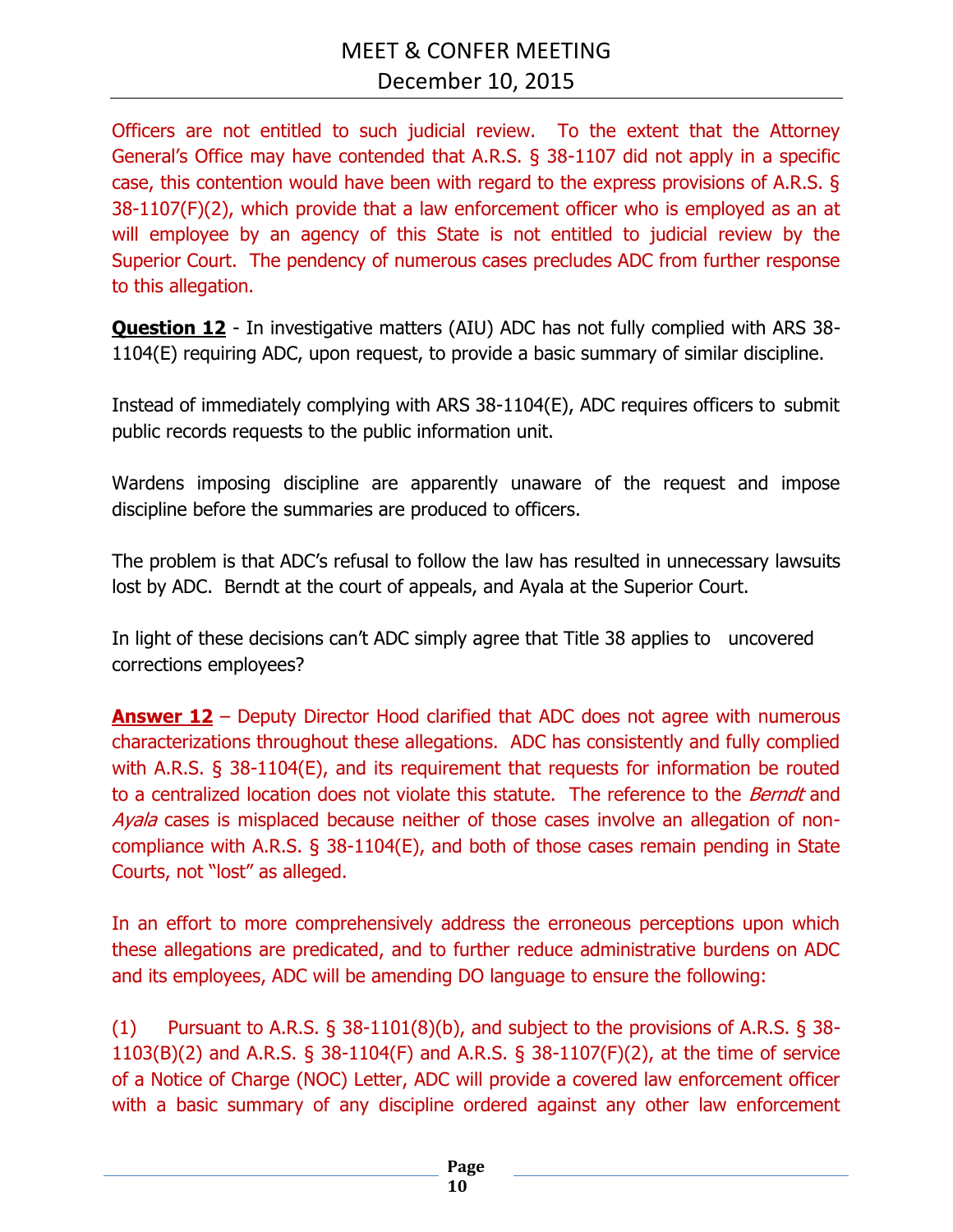Officers are not entitled to such judicial review. To the extent that the Attorney General's Office may have contended that A.R.S. § 38-1107 did not apply in a specific case, this contention would have been with regard to the express provisions of A.R.S. § 38-1107(F)(2), which provide that a law enforcement officer who is employed as an at will employee by an agency of this State is not entitled to judicial review by the Superior Court. The pendency of numerous cases precludes ADC from further response to this allegation.

**Question 12** - In investigative matters (AIU) ADC has not fully complied with ARS 38-1104(E) requiring ADC, upon request, to provide a basic summary of similar discipline.

Instead of immediately complying with ARS 38-1104(E), ADC requires officers to submit public records requests to the public information unit.

Wardens imposing discipline are apparently unaware of the request and impose discipline before the summaries are produced to officers.

The problem is that ADC's refusal to follow the law has resulted in unnecessary lawsuits lost by ADC. Berndt at the court of appeals, and Ayala at the Superior Court.

In light of these decisions can't ADC simply agree that Title 38 applies to uncovered corrections employees?

**Answer 12** – Deputy Director Hood clarified that ADC does not agree with numerous characterizations throughout these allegations. ADC has consistently and fully complied with A.R.S. § 38-1104(E), and its requirement that requests for information be routed to a centralized location does not violate this statute. The reference to the *Berndt* and *Ayala* cases is misplaced because neither of those cases involve an allegation of non-compliance with A.R.S. § 38-1104(E), and both of those cases remain pending in State Courts, not "lost" as alleged.

In an effort to more comprehensively address the erroneous perceptions upon which these allegations are predicated, and to further reduce administrative burdens on ADC and its employees, ADC will be amending DO language to ensure the following:

(1) Pursuant to A.R.S. § 38-1101(8)(b), and subject to the provisions of A.R.S. § 38-1103(B)(2) and A.R.S. § 38-1104(F) and A.R.S. § 38-1107(F)(2), at the time of service of a Notice of Charge (NOC) Letter, ADC will provide a covered law enforcement officer with a basic summary of any discipline ordered against any other law enforcement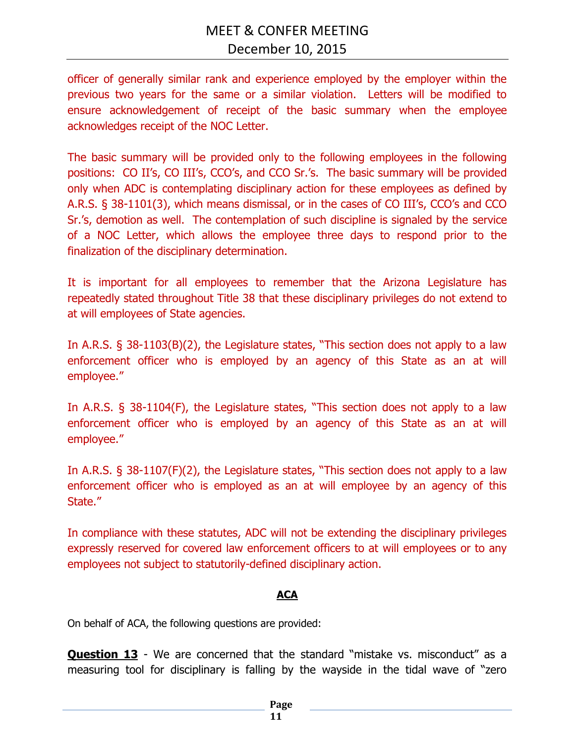officer of generally similar rank and experience employed by the employer within the previous two years for the same or a similar violation. Letters will be modified to ensure acknowledgement of receipt of the basic summary when the employee acknowledges receipt of the NOC Letter.

The basic summary will be provided only to the following employees in the following positions: CO II's, CO III's, CCO's, and CCO Sr.'s. The basic summary will be provided only when ADC is contemplating disciplinary action for these employees as defined by A.R.S. § 38-1101(3), which means dismissal, or in the cases of CO III's, CCO's and CCO Sr.'s, demotion as well. The contemplation of such discipline is signaled by the service of a NOC Letter, which allows the employee three days to respond prior to the finalization of the disciplinary determination.

It is important for all employees to remember that the Arizona Legislature has repeatedly stated throughout Title 38 that these disciplinary privileges do not extend to at will employees of State agencies.

In A.R.S. § 38-1103(B)(2), the Legislature states, "This section does not apply to a law enforcement officer who is employed by an agency of this State as an at will employee."

In A.R.S. § 38-1104(F), the Legislature states, "This section does not apply to a law enforcement officer who is employed by an agency of this State as an at will employee."

In A.R.S. § 38-1107(F)(2), the Legislature states, "This section does not apply to a law enforcement officer who is employed as an at will employee by an agency of this State."

In compliance with these statutes, ADC will not be extending the disciplinary privileges expressly reserved for covered law enforcement officers to at will employees or to any employees not subject to statutorily-defined disciplinary action.

**ACA**

On behalf of ACA, the following questions are provided:

**Question 13** - We are concerned that the standard "mistake vs. misconduct" as a measuring tool for disciplinary is falling by the wayside in the tidal wave of "zero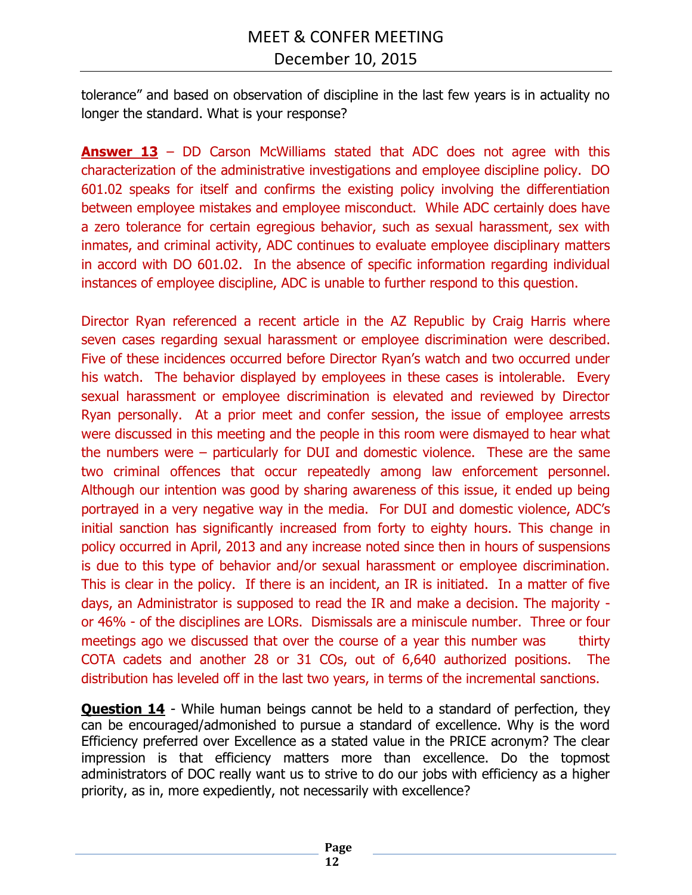tolerance" and based on observation of discipline in the last few years is in actuality no longer the standard. What is your response?

**Answer 13** – DD Carson McWilliams stated that ADC does not agree with this characterization of the administrative investigations and employee discipline policy. DO 601.02 speaks for itself and confirms the existing policy involving the differentiation between employee mistakes and employee misconduct. While ADC certainly does have a zero tolerance for certain egregious behavior, such as sexual harassment, sex with inmates, and criminal activity, ADC continues to evaluate employee disciplinary matters in accord with DO 601.02. In the absence of specific information regarding individual instances of employee discipline, ADC is unable to further respond to this question.

Director Ryan referenced a recent article in the AZ Republic by Craig Harris where seven cases regarding sexual harassment or employee discrimination were described. Five of these incidences occurred before Director Ryan's watch and two occurred under his watch. The behavior displayed by employees in these cases is intolerable. Every sexual harassment or employee discrimination is elevated and reviewed by Director Ryan personally. At a prior meet and confer session, the issue of employee arrests were discussed in this meeting and the people in this room were dismayed to hear what the numbers were – particularly for DUI and domestic violence. These are the same two criminal offences that occur repeatedly among law enforcement personnel. Although our intention was good by sharing awareness of this issue, it ended up being portrayed in a very negative way in the media. For DUI and domestic violence, ADC's initial sanction has significantly increased from forty to eighty hours. This change in policy occurred in April, 2013 and any increase noted since then in hours of suspensions is due to this type of behavior and/or sexual harassment or employee discrimination. This is clear in the policy. If there is an incident, an IR is initiated. In a matter of five days, an Administrator is supposed to read the IR and make a decision. The majority - or 46% - of the disciplines are LORs. Dismissals are a miniscule number. Three or four meetings ago we discussed that over the course of a year this number was thirty COTA cadets and another 28 or 31 COs, out of 6,640 authorized positions. The distribution has leveled off in the last two years, in terms of the incremental sanctions.

**Question 14** - While human beings cannot be held to a standard of perfection, they can be encouraged/admonished to pursue a standard of excellence. Why is the word Efficiency preferred over Excellence as a stated value in the PRICE acronym? The clear impression is that efficiency matters more than excellence. Do the topmost administrators of DOC really want us to strive to do our jobs with efficiency as a higher priority, as in, more expediently, not necessarily with excellence?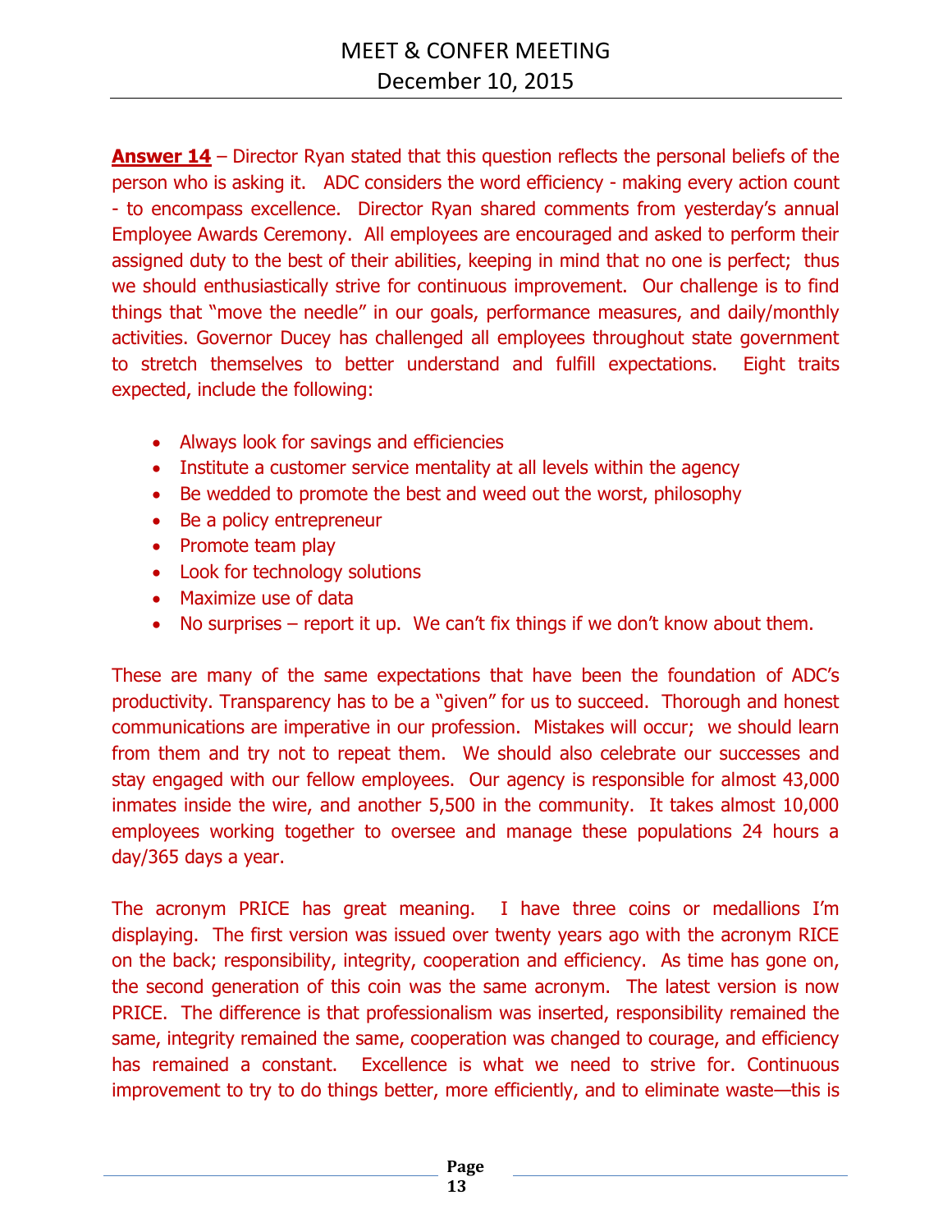**Answer 14** – Director Ryan stated that this question reflects the personal beliefs of the person who is asking it. ADC considers the word efficiency - making every action count - to encompass excellence. Director Ryan shared comments from yesterday's annual Employee Awards Ceremony. All employees are encouraged and asked to perform their assigned duty to the best of their abilities, keeping in mind that no one is perfect; thus we should enthusiastically strive for continuous improvement. Our challenge is to find things that "move the needle" in our goals, performance measures, and daily/monthly activities. Governor Ducey has challenged all employees throughout state government to stretch themselves to better understand and fulfill expectations. Eight traits expected, include the following:

- Always look for savings and efficiencies
- Institute a customer service mentality at all levels within the agency
- Be wedded to promote the best and weed out the worst, philosophy
- Be a policy entrepreneur
- Promote team play
- Look for technology solutions
- Maximize use of data
- No surprises – report it up. We can't fix things if we don't know about them.

These are many of the same expectations that have been the foundation of ADC's productivity. Transparency has to be a "given" for us to succeed. Thorough and honest communications are imperative in our profession. Mistakes will occur; we should learn from them and try not to repeat them. We should also celebrate our successes and stay engaged with our fellow employees. Our agency is responsible for almost 43,000 inmates inside the wire, and another 5,500 in the community. It takes almost 10,000 employees working together to oversee and manage these populations 24 hours a day/365 days a year.

The acronym PRICE has great meaning. I have three coins or medallions I'm displaying. The first version was issued over twenty years ago with the acronym RICE on the back; responsibility, integrity, cooperation and efficiency. As time has gone on, the second generation of this coin was the same acronym. The latest version is now PRICE. The difference is that professionalism was inserted, responsibility remained the same, integrity remained the same, cooperation was changed to courage, and efficiency has remained a constant. Excellence is what we need to strive for. Continuous improvement to try to do things better, more efficiently, and to eliminate waste—this is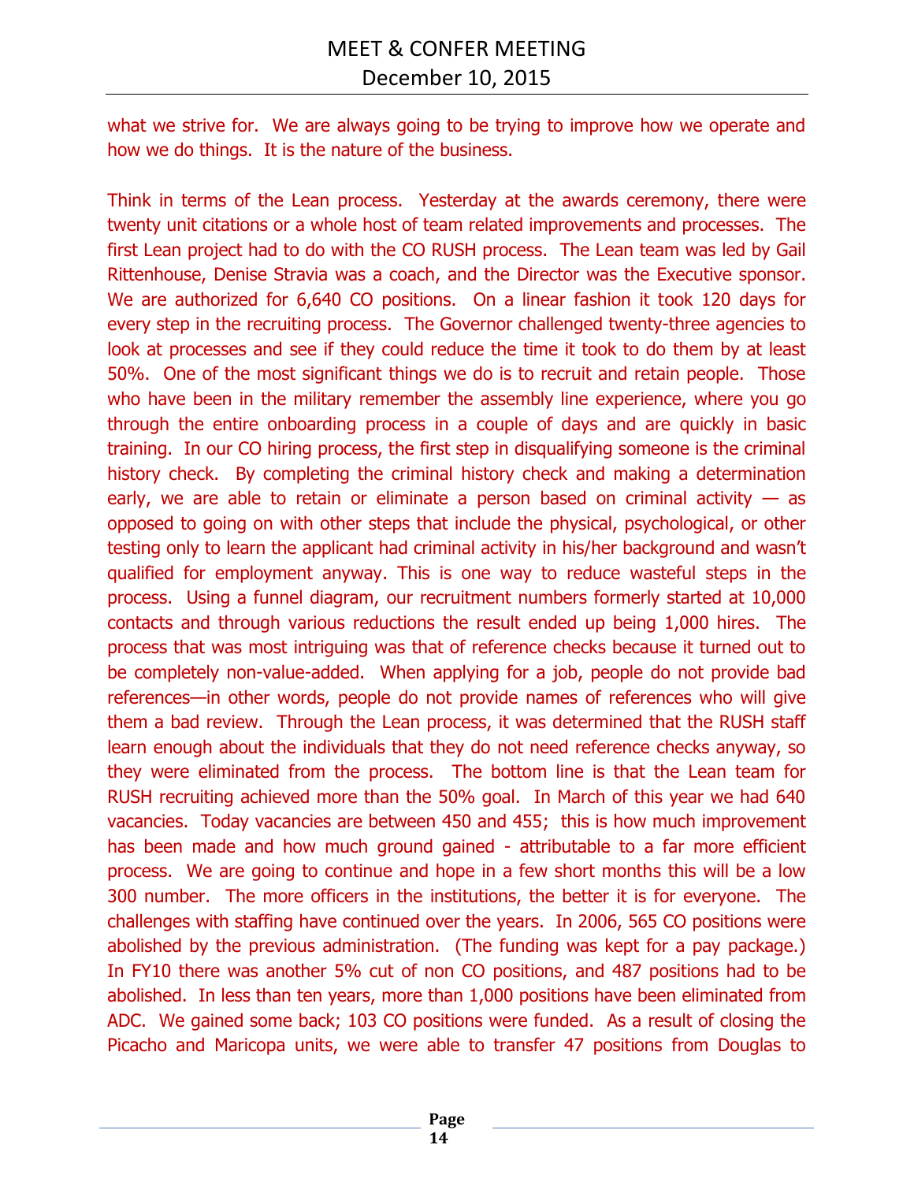what we strive for. We are always going to be trying to improve how we operate and how we do things. It is the nature of the business.

Think in terms of the Lean process. Yesterday at the awards ceremony, there were twenty unit citations or a whole host of team related improvements and processes. The first Lean project had to do with the CO RUSH process. The Lean team was led by Gail Rittenhouse, Denise Stravia was a coach, and the Director was the Executive sponsor. We are authorized for 6,640 CO positions. On a linear fashion it took 120 days for every step in the recruiting process. The Governor challenged twenty-three agencies to look at processes and see if they could reduce the time it took to do them by at least 50%. One of the most significant things we do is to recruit and retain people. Those who have been in the military remember the assembly line experience, where you go through the entire onboarding process in a couple of days and are quickly in basic training. In our CO hiring process, the first step in disqualifying someone is the criminal history check. By completing the criminal history check and making a determination early, we are able to retain or eliminate a person based on criminal activity — as opposed to going on with other steps that include the physical, psychological, or other testing only to learn the applicant had criminal activity in his/her background and wasn't qualified for employment anyway. This is one way to reduce wasteful steps in the process. Using a funnel diagram, our recruitment numbers formerly started at 10,000 contacts and through various reductions the result ended up being 1,000 hires. The process that was most intriguing was that of reference checks because it turned out to be completely non-value-added. When applying for a job, people do not provide bad references—in other words, people do not provide names of references who will give them a bad review. Through the Lean process, it was determined that the RUSH staff learn enough about the individuals that they do not need reference checks anyway, so they were eliminated from the process. The bottom line is that the Lean team for RUSH recruiting achieved more than the 50% goal. In March of this year we had 640 vacancies. Today vacancies are between 450 and 455; this is how much improvement has been made and how much ground gained - attributable to a far more efficient process. We are going to continue and hope in a few short months this will be a low 300 number. The more officers in the institutions, the better it is for everyone. The challenges with staffing have continued over the years. In 2006, 565 CO positions were abolished by the previous administration. (The funding was kept for a pay package.) In FY10 there was another 5% cut of non CO positions, and 487 positions had to be abolished. In less than ten years, more than 1,000 positions have been eliminated from ADC. We gained some back; 103 CO positions were funded. As a result of closing the Picacho and Maricopa units, we were able to transfer 47 positions from Douglas to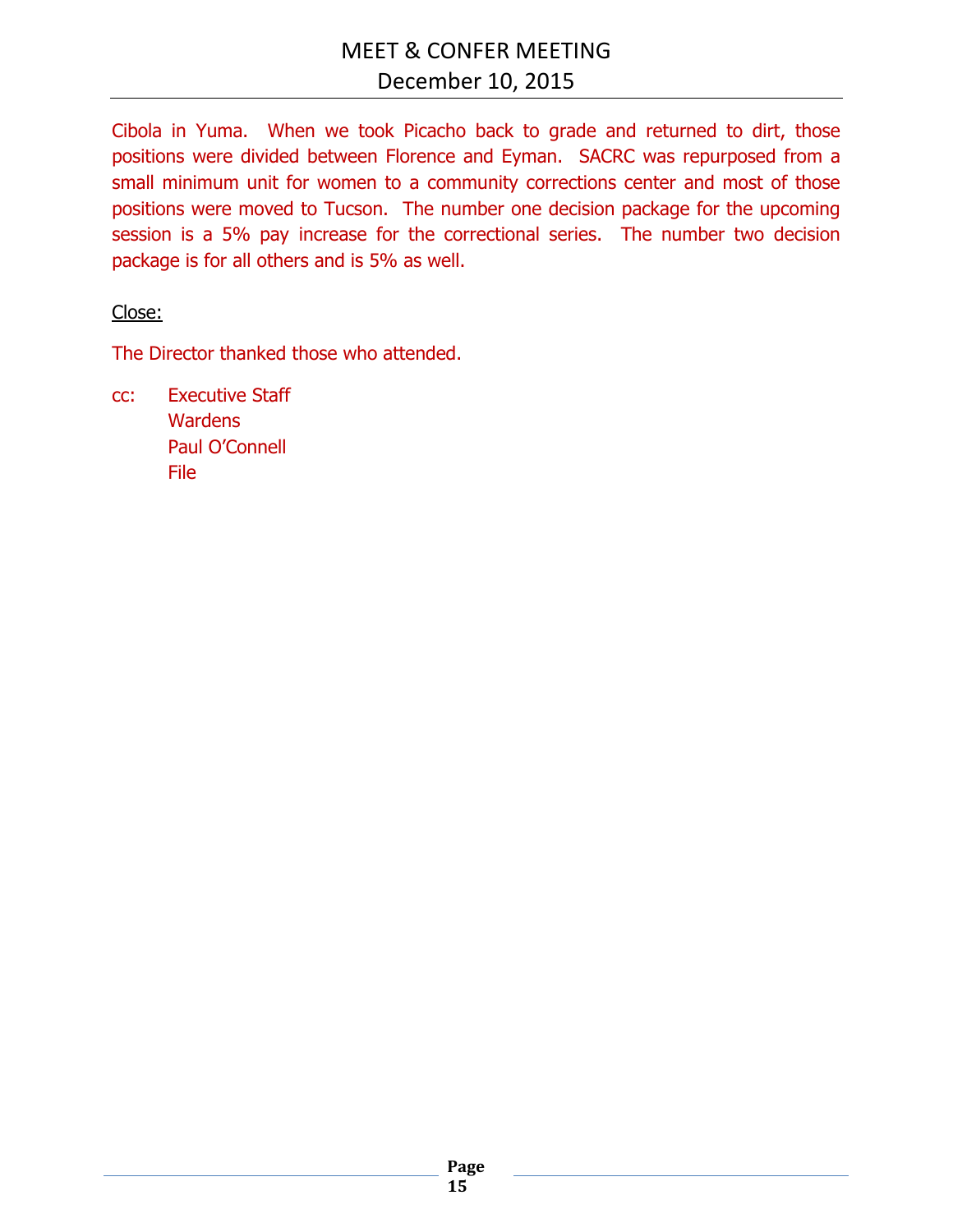Cibola in Yuma. When we took Picacho back to grade and returned to dirt, those positions were divided between Florence and Eyman. SACRC was repurposed from a small minimum unit for women to a community corrections center and most of those positions were moved to Tucson. The number one decision package for the upcoming session is a 5% pay increase for the correctional series. The number two decision package is for all others and is 5% as well.

Close:

The Director thanked those who attended.

cc: Executive Staff
Wardens
Paul O'Connell
File